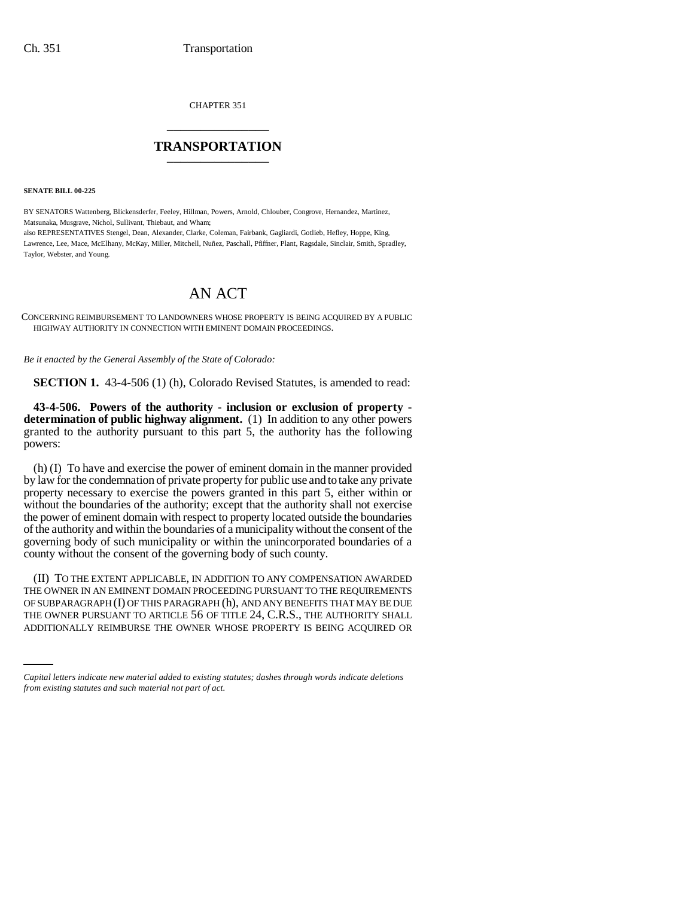CHAPTER 351

# TRANSPORTATION

**SENATE BILL 00-225**

BY SENATORS Wattenberg, Blickensderfer, Feeley, Hillman, Powers, Arnold, Chlouber, Congrove, Hernandez, Martinez, Matsunaka, Musgrave, Nichol, Sullivant, Thiebaut, and Wham;

also REPRESENTATIVES Stengel, Dean, Alexander, Clarke, Coleman, Fairbank, Gagliardi, Gotlieb, Hefley, Hoppe, King, Lawrence, Lee, Mace, McElhany, McKay, Miller, Mitchell, Nuñez, Paschall, Pfiffner, Plant, Ragsdale, Sinclair, Smith, Spradley, Taylor, Webster, and Young.

# AN ACT

CONCERNING REIMBURSEMENT TO LANDOWNERS WHOSE PROPERTY IS BEING ACQUIRED BY A PUBLIC HIGHWAY AUTHORITY IN CONNECTION WITH EMINENT DOMAIN PROCEEDINGS.

*Be it enacted by the General Assembly of the State of Colorado:*

**SECTION 1.** 43-4-506 (1) (h), Colorado Revised Statutes, is amended to read:

**43-4-506. Powers of the authority - inclusion or exclusion of property - determination of public highway alignment.** (1) In addition to any other powers granted to the authority pursuant to this part 5, the authority has the following powers:

(h) (I) To have and exercise the power of eminent domain in the manner provided by law for the condemnation of private property for public use and to take any private property necessary to exercise the powers granted in this part 5, either within or without the boundaries of the authority; except that the authority shall not exercise the power of eminent domain with respect to property located outside the boundaries of the authority and within the boundaries of a municipality without the consent of the governing body of such municipality or within the unincorporated boundaries of a county without the consent of the governing body of such county.

(II) TO THE EXTENT APPLICABLE, IN ADDITION TO ANY COMPENSATION AWARDED THE OWNER IN AN EMINENT DOMAIN PROCEEDING PURSUANT TO THE REQUIREMENTS OF SUBPARAGRAPH (I) OF THIS PARAGRAPH (h), AND ANY BENEFITS THAT MAY BE DUE THE OWNER PURSUANT TO ARTICLE 56 OF TITLE 24, C.R.S., THE AUTHORITY SHALL ADDITIONALLY REIMBURSE THE OWNER WHOSE PROPERTY IS BEING ACQUIRED OR

*Capital letters indicate new material added to existing statutes; dashes through words indicate deletions from existing statutes and such material not part of act.*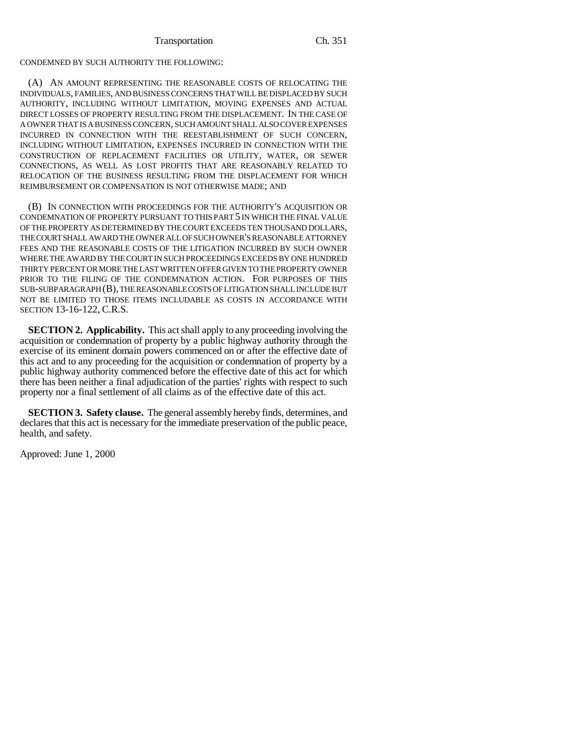CONDEMNED BY SUCH AUTHORITY THE FOLLOWING:

(A) AN AMOUNT REPRESENTING THE REASONABLE COSTS OF RELOCATING THE INDIVIDUALS, FAMILIES, AND BUSINESS CONCERNS THAT WILL BE DISPLACED BY SUCH AUTHORITY, INCLUDING WITHOUT LIMITATION, MOVING EXPENSES AND ACTUAL DIRECT LOSSES OF PROPERTY RESULTING FROM THE DISPLACEMENT. IN THE CASE OF A OWNER THAT IS A BUSINESS CONCERN, SUCH AMOUNT SHALL ALSO COVER EXPENSES INCURRED IN CONNECTION WITH THE REESTABLISHMENT OF SUCH CONCERN, INCLUDING WITHOUT LIMITATION, EXPENSES INCURRED IN CONNECTION WITH THE CONSTRUCTION OF REPLACEMENT FACILITIES OR UTILITY, WATER, OR SEWER CONNECTIONS, AS WELL AS LOST PROFITS THAT ARE REASONABLY RELATED TO RELOCATION OF THE BUSINESS RESULTING FROM THE DISPLACEMENT FOR WHICH REIMBURSEMENT OR COMPENSATION IS NOT OTHERWISE MADE; AND

(B) IN CONNECTION WITH PROCEEDINGS FOR THE AUTHORITY'S ACQUISITION OR CONDEMNATION OF PROPERTY PURSUANT TO THIS PART 5 IN WHICH THE FINAL VALUE OF THE PROPERTY AS DETERMINED BY THE COURT EXCEEDS TEN THOUSAND DOLLARS, THE COURT SHALL AWARD THE OWNER ALL OF SUCH OWNER'S REASONABLE ATTORNEY FEES AND THE REASONABLE COSTS OF THE LITIGATION INCURRED BY SUCH OWNER WHERE THE AWARD BY THE COURT IN SUCH PROCEEDINGS EXCEEDS BY ONE HUNDRED THIRTY PERCENT OR MORE THE LAST WRITTEN OFFER GIVEN TO THE PROPERTY OWNER PRIOR TO THE FILING OF THE CONDEMNATION ACTION. FOR PURPOSES OF THIS SUB-SUBPARAGRAPH (B), THE REASONABLE COSTS OF LITIGATION SHALL INCLUDE BUT NOT BE LIMITED TO THOSE ITEMS INCLUDABLE AS COSTS IN ACCORDANCE WITH SECTION 13-16-122, C.R.S.

**SECTION 2. Applicability.** This act shall apply to any proceeding involving the acquisition or condemnation of property by a public highway authority through the exercise of its eminent domain powers commenced on or after the effective date of this act and to any proceeding for the acquisition or condemnation of property by a public highway authority commenced before the effective date of this act for which there has been neither a final adjudication of the parties' rights with respect to such property nor a final settlement of all claims as of the effective date of this act.

**SECTION 3. Safety clause.** The general assembly hereby finds, determines, and declares that this act is necessary for the immediate preservation of the public peace, health, and safety.

Approved: June 1, 2000